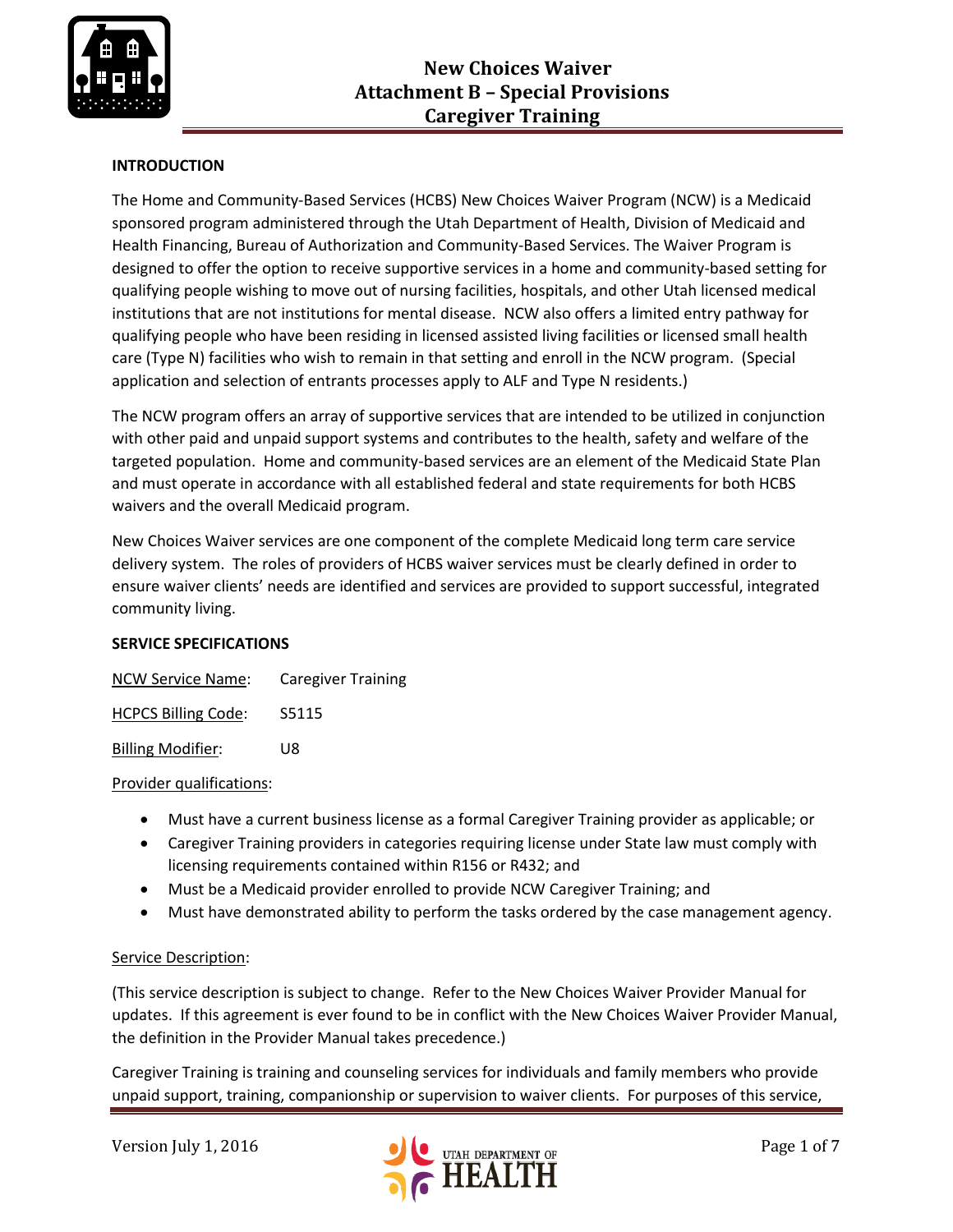# New Choices Waiver
## Attachment B – Special Provisions
## Caregiver Training

**INTRODUCTION**

The Home and Community-Based Services (HCBS) New Choices Waiver Program (NCW) is a Medicaid sponsored program administered through the Utah Department of Health, Division of Medicaid and Health Financing, Bureau of Authorization and Community-Based Services. The Waiver Program is designed to offer the option to receive supportive services in a home and community-based setting for qualifying people wishing to move out of nursing facilities, hospitals, and other Utah licensed medical institutions that are not institutions for mental disease. NCW also offers a limited entry pathway for qualifying people who have been residing in licensed assisted living facilities or licensed small health care (Type N) facilities who wish to remain in that setting and enroll in the NCW program. (Special application and selection of entrants processes apply to ALF and Type N residents.)

The NCW program offers an array of supportive services that are intended to be utilized in conjunction with other paid and unpaid support systems and contributes to the health, safety and welfare of the targeted population. Home and community-based services are an element of the Medicaid State Plan and must operate in accordance with all established federal and state requirements for both HCBS waivers and the overall Medicaid program.

New Choices Waiver services are one component of the complete Medicaid long term care service delivery system. The roles of providers of HCBS waiver services must be clearly defined in order to ensure waiver clients' needs are identified and services are provided to support successful, integrated community living.

**SERVICE SPECIFICATIONS**

NCW Service Name: Caregiver Training

HCPCS Billing Code: S5115

Billing Modifier: U8

Provider qualifications:

- Must have a current business license as a formal Caregiver Training provider as applicable; or
- Caregiver Training providers in categories requiring license under State law must comply with licensing requirements contained within R156 or R432; and
- Must be a Medicaid provider enrolled to provide NCW Caregiver Training; and
- Must have demonstrated ability to perform the tasks ordered by the case management agency.

Service Description:

(This service description is subject to change. Refer to the New Choices Waiver Provider Manual for updates. If this agreement is ever found to be in conflict with the New Choices Waiver Provider Manual, the definition in the Provider Manual takes precedence.)

Caregiver Training is training and counseling services for individuals and family members who provide unpaid support, training, companionship or supervision to waiver clients. For purposes of this service,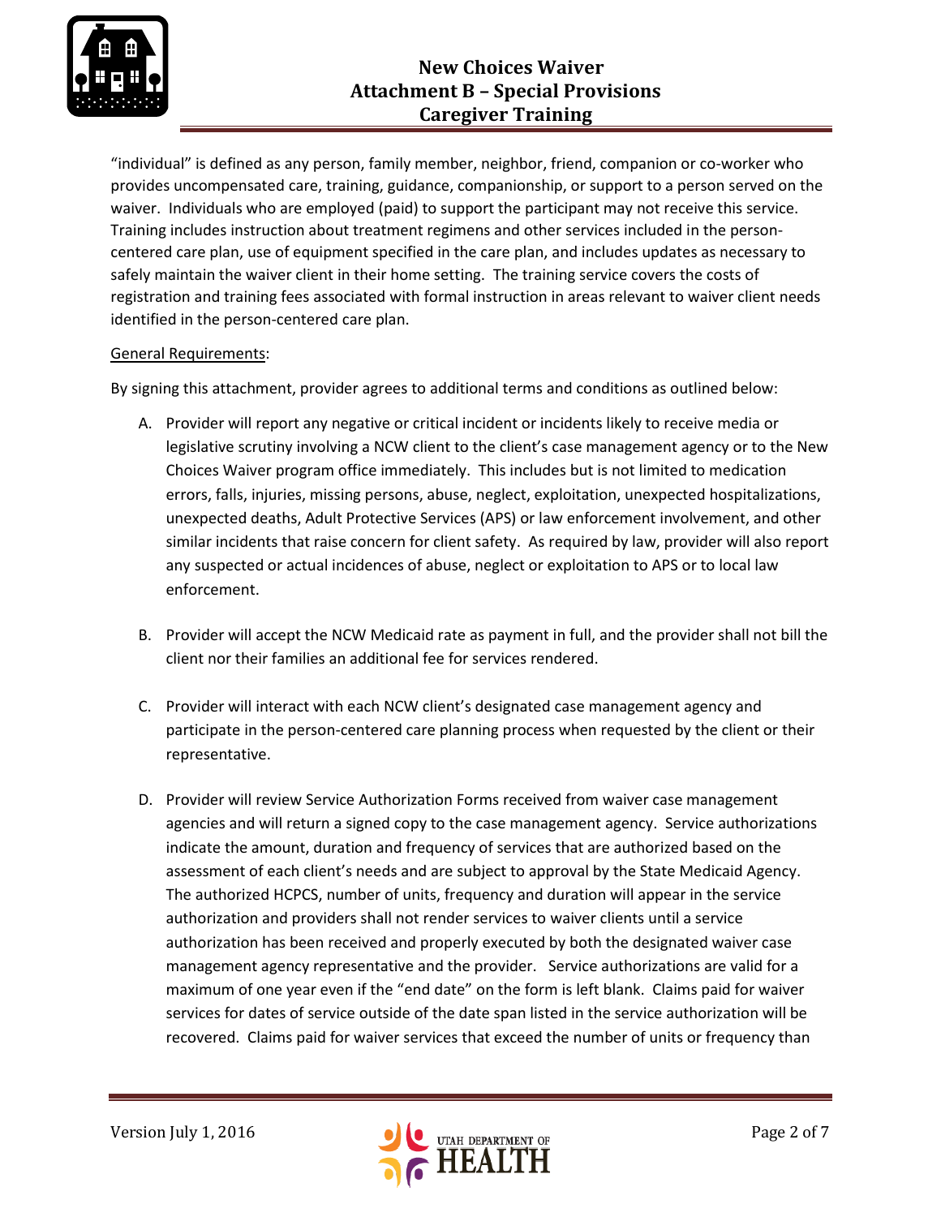"individual" is defined as any person, family member, neighbor, friend, companion or co-worker who provides uncompensated care, training, guidance, companionship, or support to a person served on the waiver. Individuals who are employed (paid) to support the participant may not receive this service. Training includes instruction about treatment regimens and other services included in the person-centered care plan, use of equipment specified in the care plan, and includes updates as necessary to safely maintain the waiver client in their home setting. The training service covers the costs of registration and training fees associated with formal instruction in areas relevant to waiver client needs identified in the person-centered care plan.

General Requirements:

By signing this attachment, provider agrees to additional terms and conditions as outlined below:

A. Provider will report any negative or critical incident or incidents likely to receive media or legislative scrutiny involving a NCW client to the client's case management agency or to the New Choices Waiver program office immediately. This includes but is not limited to medication errors, falls, injuries, missing persons, abuse, neglect, exploitation, unexpected hospitalizations, unexpected deaths, Adult Protective Services (APS) or law enforcement involvement, and other similar incidents that raise concern for client safety. As required by law, provider will also report any suspected or actual incidences of abuse, neglect or exploitation to APS or to local law enforcement.

B. Provider will accept the NCW Medicaid rate as payment in full, and the provider shall not bill the client nor their families an additional fee for services rendered.

C. Provider will interact with each NCW client's designated case management agency and participate in the person-centered care planning process when requested by the client or their representative.

D. Provider will review Service Authorization Forms received from waiver case management agencies and will return a signed copy to the case management agency. Service authorizations indicate the amount, duration and frequency of services that are authorized based on the assessment of each client's needs and are subject to approval by the State Medicaid Agency. The authorized HCPCS, number of units, frequency and duration will appear in the service authorization and providers shall not render services to waiver clients until a service authorization has been received and properly executed by both the designated waiver case management agency representative and the provider. Service authorizations are valid for a maximum of one year even if the "end date" on the form is left blank. Claims paid for waiver services for dates of service outside of the date span listed in the service authorization will be recovered. Claims paid for waiver services that exceed the number of units or frequency than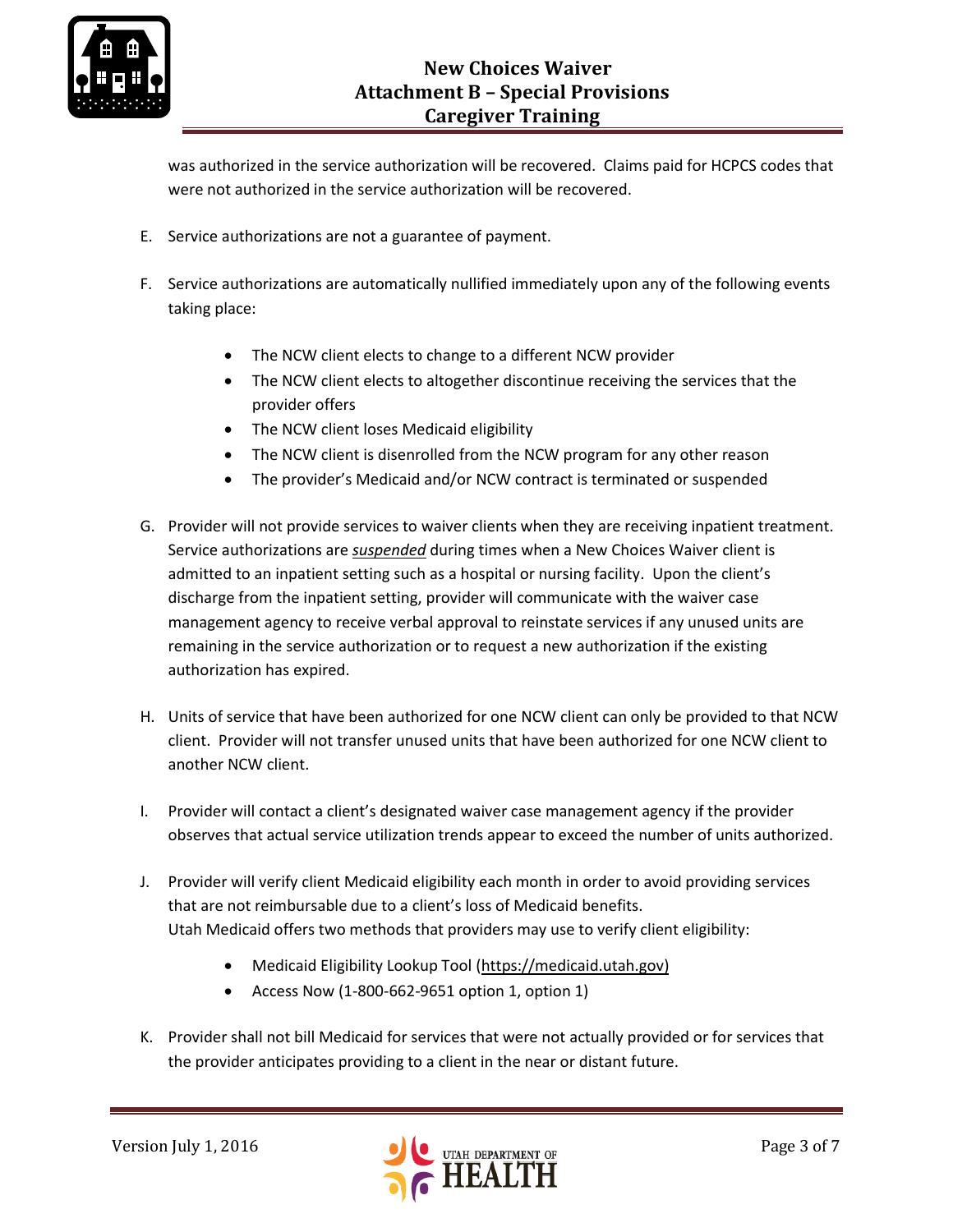was authorized in the service authorization will be recovered. Claims paid for HCPCS codes that were not authorized in the service authorization will be recovered.

E. Service authorizations are not a guarantee of payment.

F. Service authorizations are automatically nullified immediately upon any of the following events taking place:

- The NCW client elects to change to a different NCW provider
- The NCW client elects to altogether discontinue receiving the services that the provider offers
- The NCW client loses Medicaid eligibility
- The NCW client is disenrolled from the NCW program for any other reason
- The provider's Medicaid and/or NCW contract is terminated or suspended

G. Provider will not provide services to waiver clients when they are receiving inpatient treatment. Service authorizations are ***suspended*** during times when a New Choices Waiver client is admitted to an inpatient setting such as a hospital or nursing facility. Upon the client's discharge from the inpatient setting, provider will communicate with the waiver case management agency to receive verbal approval to reinstate services if any unused units are remaining in the service authorization or to request a new authorization if the existing authorization has expired.

H. Units of service that have been authorized for one NCW client can only be provided to that NCW client. Provider will not transfer unused units that have been authorized for one NCW client to another NCW client.

I. Provider will contact a client's designated waiver case management agency if the provider observes that actual service utilization trends appear to exceed the number of units authorized.

J. Provider will verify client Medicaid eligibility each month in order to avoid providing services that are not reimbursable due to a client's loss of Medicaid benefits.
Utah Medicaid offers two methods that providers may use to verify client eligibility:

- Medicaid Eligibility Lookup Tool (https://medicaid.utah.gov)
- Access Now (1-800-662-9651 option 1, option 1)

K. Provider shall not bill Medicaid for services that were not actually provided or for services that the provider anticipates providing to a client in the near or distant future.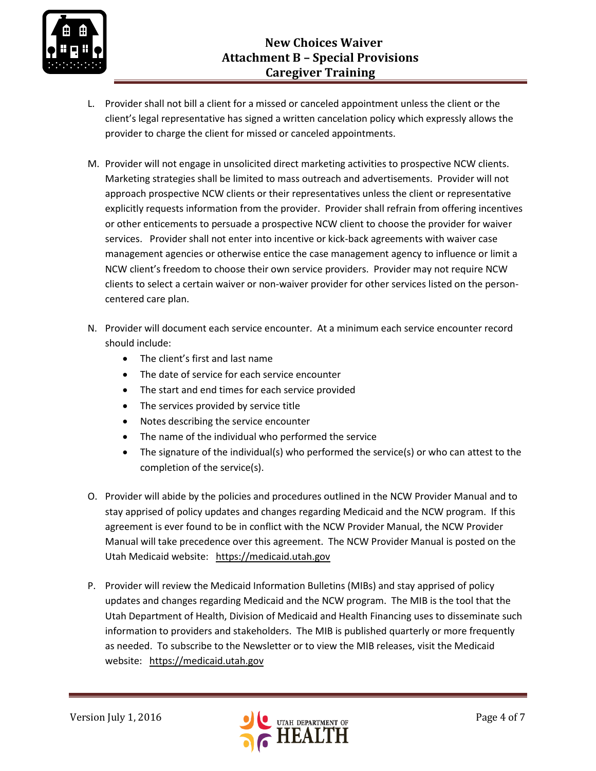L. Provider shall not bill a client for a missed or canceled appointment unless the client or the client's legal representative has signed a written cancelation policy which expressly allows the provider to charge the client for missed or canceled appointments.

M. Provider will not engage in unsolicited direct marketing activities to prospective NCW clients. Marketing strategies shall be limited to mass outreach and advertisements. Provider will not approach prospective NCW clients or their representatives unless the client or representative explicitly requests information from the provider. Provider shall refrain from offering incentives or other enticements to persuade a prospective NCW client to choose the provider for waiver services. Provider shall not enter into incentive or kick-back agreements with waiver case management agencies or otherwise entice the case management agency to influence or limit a NCW client's freedom to choose their own service providers. Provider may not require NCW clients to select a certain waiver or non-waiver provider for other services listed on the person-centered care plan.

N. Provider will document each service encounter. At a minimum each service encounter record should include:
   - The client's first and last name
   - The date of service for each service encounter
   - The start and end times for each service provided
   - The services provided by service title
   - Notes describing the service encounter
   - The name of the individual who performed the service
   - The signature of the individual(s) who performed the service(s) or who can attest to the completion of the service(s).

O. Provider will abide by the policies and procedures outlined in the NCW Provider Manual and to stay apprised of policy updates and changes regarding Medicaid and the NCW program. If this agreement is ever found to be in conflict with the NCW Provider Manual, the NCW Provider Manual will take precedence over this agreement. The NCW Provider Manual is posted on the Utah Medicaid website: https://medicaid.utah.gov

P. Provider will review the Medicaid Information Bulletins (MIBs) and stay apprised of policy updates and changes regarding Medicaid and the NCW program. The MIB is the tool that the Utah Department of Health, Division of Medicaid and Health Financing uses to disseminate such information to providers and stakeholders. The MIB is published quarterly or more frequently as needed. To subscribe to the Newsletter or to view the MIB releases, visit the Medicaid website: https://medicaid.utah.gov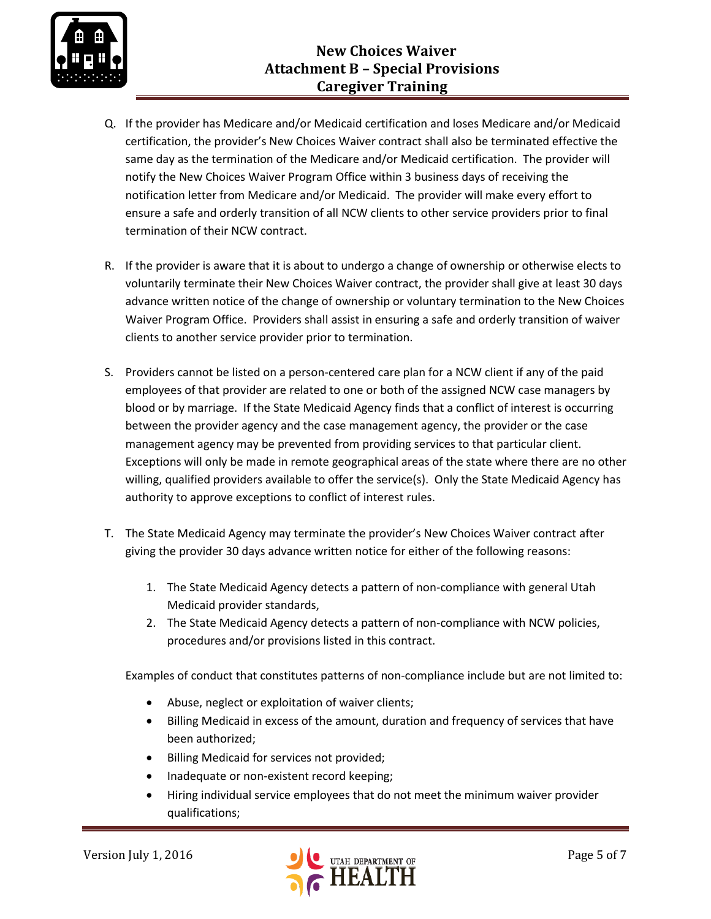Q. If the provider has Medicare and/or Medicaid certification and loses Medicare and/or Medicaid certification, the provider's New Choices Waiver contract shall also be terminated effective the same day as the termination of the Medicare and/or Medicaid certification. The provider will notify the New Choices Waiver Program Office within 3 business days of receiving the notification letter from Medicare and/or Medicaid. The provider will make every effort to ensure a safe and orderly transition of all NCW clients to other service providers prior to final termination of their NCW contract.

R. If the provider is aware that it is about to undergo a change of ownership or otherwise elects to voluntarily terminate their New Choices Waiver contract, the provider shall give at least 30 days advance written notice of the change of ownership or voluntary termination to the New Choices Waiver Program Office. Providers shall assist in ensuring a safe and orderly transition of waiver clients to another service provider prior to termination.

S. Providers cannot be listed on a person-centered care plan for a NCW client if any of the paid employees of that provider are related to one or both of the assigned NCW case managers by blood or by marriage. If the State Medicaid Agency finds that a conflict of interest is occurring between the provider agency and the case management agency, the provider or the case management agency may be prevented from providing services to that particular client. Exceptions will only be made in remote geographical areas of the state where there are no other willing, qualified providers available to offer the service(s). Only the State Medicaid Agency has authority to approve exceptions to conflict of interest rules.

T. The State Medicaid Agency may terminate the provider's New Choices Waiver contract after giving the provider 30 days advance written notice for either of the following reasons:

   1. The State Medicaid Agency detects a pattern of non-compliance with general Utah Medicaid provider standards,
   2. The State Medicaid Agency detects a pattern of non-compliance with NCW policies, procedures and/or provisions listed in this contract.

   Examples of conduct that constitutes patterns of non-compliance include but are not limited to:

   - Abuse, neglect or exploitation of waiver clients;
   - Billing Medicaid in excess of the amount, duration and frequency of services that have been authorized;
   - Billing Medicaid for services not provided;
   - Inadequate or non-existent record keeping;
   - Hiring individual service employees that do not meet the minimum waiver provider qualifications;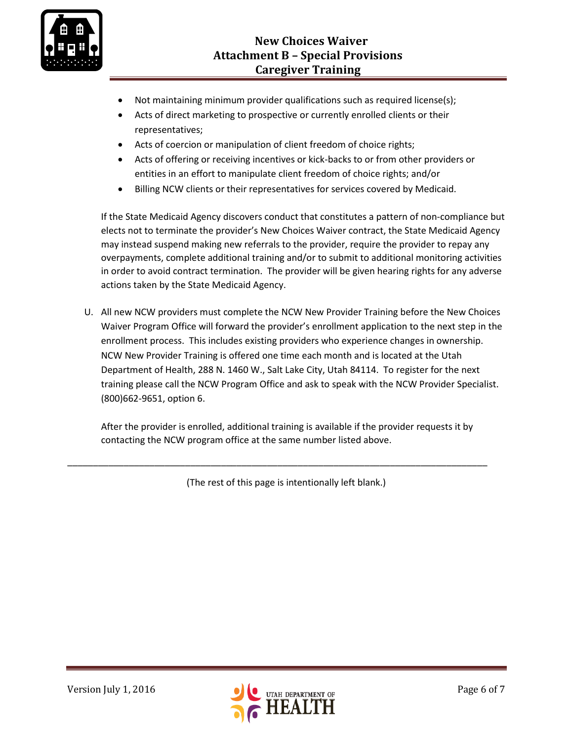- Not maintaining minimum provider qualifications such as required license(s);
- Acts of direct marketing to prospective or currently enrolled clients or their representatives;
- Acts of coercion or manipulation of client freedom of choice rights;
- Acts of offering or receiving incentives or kick-backs to or from other providers or entities in an effort to manipulate client freedom of choice rights; and/or
- Billing NCW clients or their representatives for services covered by Medicaid.

If the State Medicaid Agency discovers conduct that constitutes a pattern of non-compliance but elects not to terminate the provider's New Choices Waiver contract, the State Medicaid Agency may instead suspend making new referrals to the provider, require the provider to repay any overpayments, complete additional training and/or to submit to additional monitoring activities in order to avoid contract termination. The provider will be given hearing rights for any adverse actions taken by the State Medicaid Agency.

U. All new NCW providers must complete the NCW New Provider Training before the New Choices Waiver Program Office will forward the provider's enrollment application to the next step in the enrollment process. This includes existing providers who experience changes in ownership. NCW New Provider Training is offered one time each month and is located at the Utah Department of Health, 288 N. 1460 W., Salt Lake City, Utah 84114. To register for the next training please call the NCW Program Office and ask to speak with the NCW Provider Specialist. (800)662-9651, option 6.

   After the provider is enrolled, additional training is available if the provider requests it by contacting the NCW program office at the same number listed above.

---

(The rest of this page is intentionally left blank.)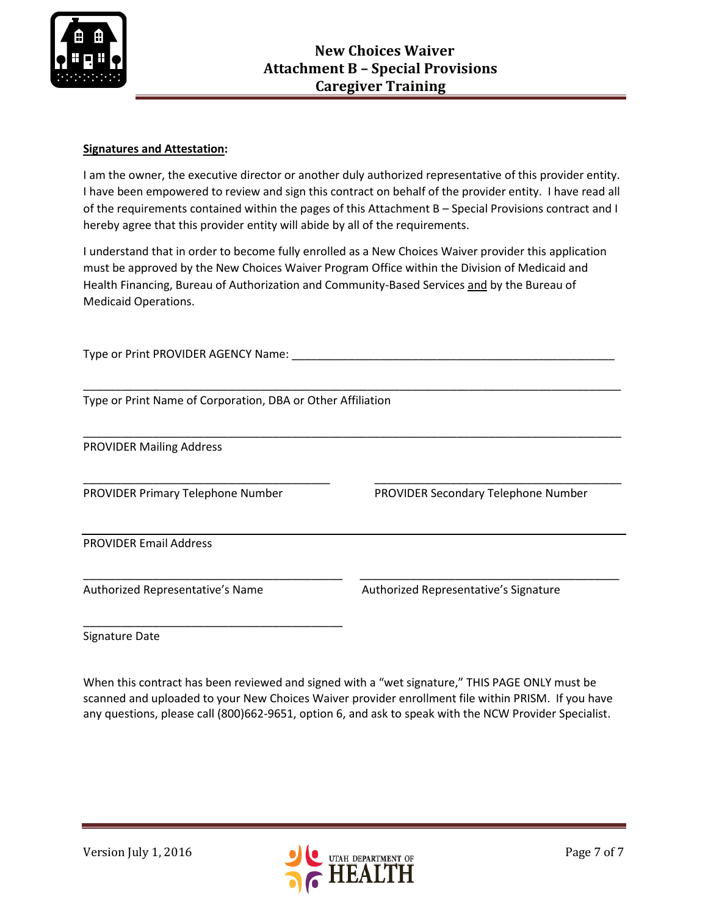**Signatures and Attestation:**

I am the owner, the executive director or another duly authorized representative of this provider entity. I have been empowered to review and sign this contract on behalf of the provider entity. I have read all of the requirements contained within the pages of this Attachment B – Special Provisions contract and I hereby agree that this provider entity will abide by all of the requirements.

I understand that in order to become fully enrolled as a New Choices Waiver provider this application must be approved by the New Choices Waiver Program Office within the Division of Medicaid and Health Financing, Bureau of Authorization and Community-Based Services and by the Bureau of Medicaid Operations.

Type or Print PROVIDER AGENCY Name: ______________________________________________________

______________________________________________________________________________________

Type or Print Name of Corporation, DBA or Other Affiliation

______________________________________________________________________________________

PROVIDER Mailing Address

________________________________________ ________________________________________

PROVIDER Primary Telephone Number PROVIDER Secondary Telephone Number

______________________________________________________________________________________

PROVIDER Email Address

__________________________________________ __________________________________________

Authorized Representative's Name Authorized Representative's Signature

__________________________________________

Signature Date

When this contract has been reviewed and signed with a "wet signature," THIS PAGE ONLY must be scanned and uploaded to your New Choices Waiver provider enrollment file within PRISM. If you have any questions, please call (800)662-9651, option 6, and ask to speak with the NCW Provider Specialist.